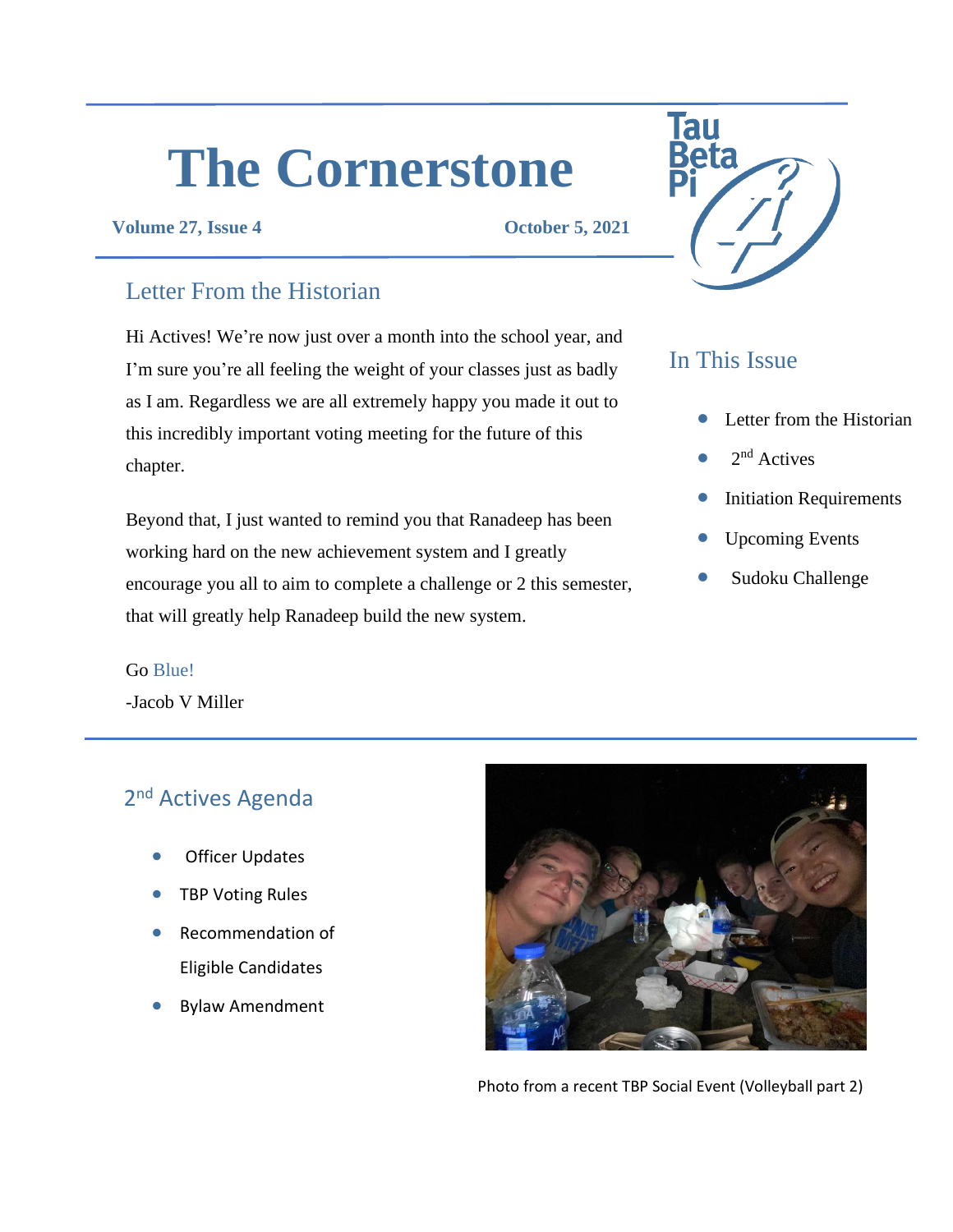# The Cornerstone

**Volume 27, Issue 4** **October 5, 2021**

## Letter From the Historian

Hi Actives! We're now just over a month into the school year, and I'm sure you're all feeling the weight of your classes just as badly as I am. Regardless we are all extremely happy you made it out to this incredibly important voting meeting for the future of this chapter.

Beyond that, I just wanted to remind you that Ranadeep has been working hard on the new achievement system and I greatly encourage you all to aim to complete a challenge or 2 this semester, that will greatly help Ranadeep build the new system.

Go Blue!

-Jacob V Miller

## In This Issue

- Letter from the Historian
- 2nd Actives
- Initiation Requirements
- Upcoming Events
- Sudoku Challenge

## 2nd Actives Agenda

- Officer Updates
- TBP Voting Rules
- Recommendation of Eligible Candidates
- Bylaw Amendment

Photo from a recent TBP Social Event (Volleyball part 2)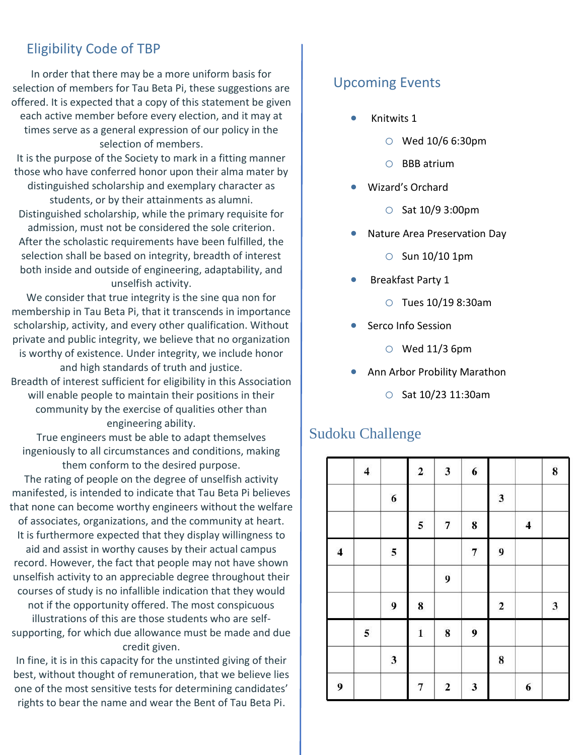## Eligibility Code of TBP

In order that there may be a more uniform basis for selection of members for Tau Beta Pi, these suggestions are offered. It is expected that a copy of this statement be given each active member before every election, and it may at times serve as a general expression of our policy in the selection of members.

It is the purpose of the Society to mark in a fitting manner those who have conferred honor upon their alma mater by distinguished scholarship and exemplary character as students, or by their attainments as alumni.

Distinguished scholarship, while the primary requisite for admission, must not be considered the sole criterion. After the scholastic requirements have been fulfilled, the selection shall be based on integrity, breadth of interest both inside and outside of engineering, adaptability, and unselfish activity.

We consider that true integrity is the sine qua non for membership in Tau Beta Pi, that it transcends in importance scholarship, activity, and every other qualification. Without private and public integrity, we believe that no organization is worthy of existence. Under integrity, we include honor and high standards of truth and justice.

Breadth of interest sufficient for eligibility in this Association will enable people to maintain their positions in their community by the exercise of qualities other than engineering ability.

True engineers must be able to adapt themselves ingeniously to all circumstances and conditions, making them conform to the desired purpose.

The rating of people on the degree of unselfish activity manifested, is intended to indicate that Tau Beta Pi believes that none can become worthy engineers without the welfare of associates, organizations, and the community at heart. It is furthermore expected that they display willingness to aid and assist in worthy causes by their actual campus record. However, the fact that people may not have shown unselfish activity to an appreciable degree throughout their courses of study is no infallible indication that they would not if the opportunity offered. The most conspicuous illustrations of this are those students who are self-supporting, for which due allowance must be made and due credit given.

In fine, it is in this capacity for the unstinted giving of their best, without thought of remuneration, that we believe lies one of the most sensitive tests for determining candidates' rights to bear the name and wear the Bent of Tau Beta Pi.

## Upcoming Events

- Knitwits 1
  - Wed 10/6 6:30pm
  - BBB atrium
- Wizard's Orchard
  - Sat 10/9 3:00pm
- Nature Area Preservation Day
  - Sun 10/10 1pm
- Breakfast Party 1
  - Tues 10/19 8:30am
- Serco Info Session
  - Wed 11/3 6pm
- Ann Arbor Probility Marathon
  - Sat 10/23 11:30am

## Sudoku Challenge

| | | | | | | | | |
|---|---|---|---|---|---|---|---|---|
| | 4 | | 2 | 3 | 6 | | | 8 |
| | | 6 | | | | 3 | | |
| | | | 5 | 7 | 8 | | 4 | |
| 4 | | 5 | | | 7 | 9 | | |
| | | | | 9 | | | | |
| | | 9 | 8 | | | 2 | | 3 |
| | 5 | | 1 | 8 | 9 | | | |
| | | 3 | | | | 8 | | |
| 9 | | | 7 | 2 | 3 | | 6 | |